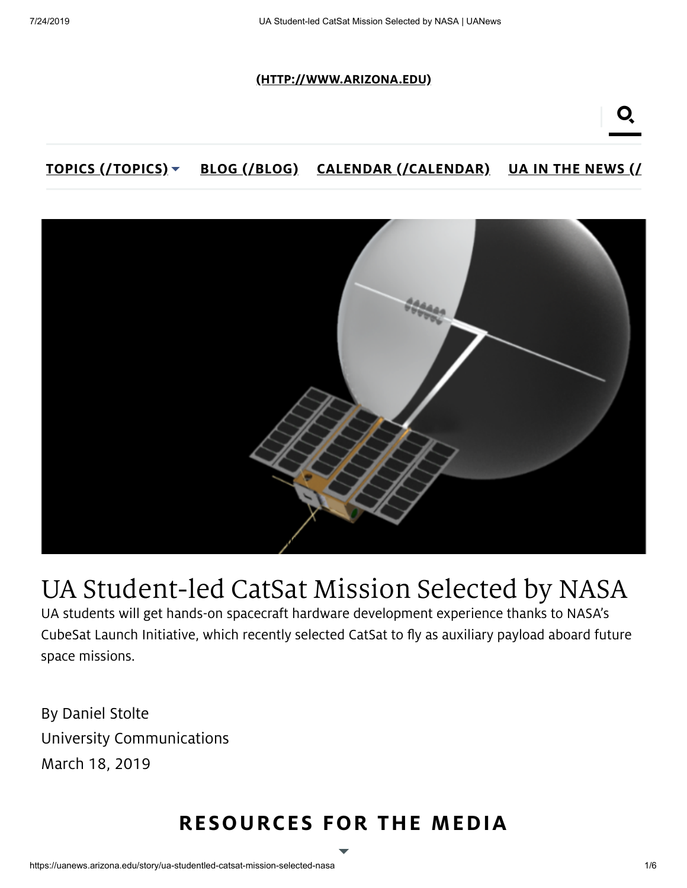[(HTTP://WWW.ARIZONA.EDU)](http://www.arizona.edu)

**TOPICS (/TOPICS)** **BLOG (/BLOG)** **CALENDAR (/CALENDAR)** **UA IN THE NEWS (/**

# UA Student-led CatSat Mission Selected by NASA

UA students will get hands-on spacecraft hardware development experience thanks to NASA's CubeSat Launch Initiative, which recently selected CatSat to fly as auxiliary payload aboard future space missions.

By Daniel Stolte
University Communications
March 18, 2019

## RESOURCES FOR THE MEDIA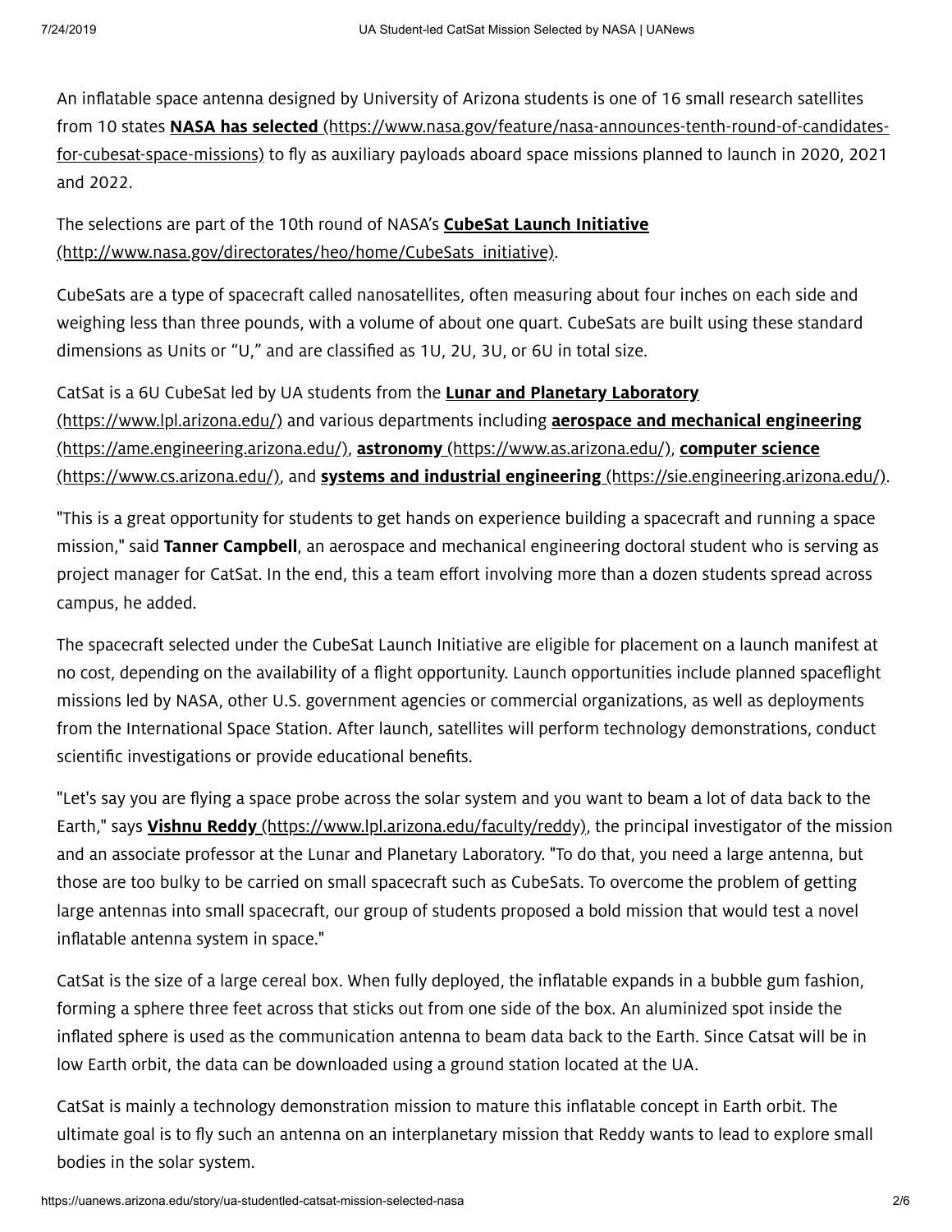An inflatable space antenna designed by University of Arizona students is one of 16 small research satellites from 10 states **NASA has selected** (https://www.nasa.gov/feature/nasa-announces-tenth-round-of-candidates-for-cubesat-space-missions) to fly as auxiliary payloads aboard space missions planned to launch in 2020, 2021 and 2022.

The selections are part of the 10th round of NASA's **CubeSat Launch Initiative** (http://www.nasa.gov/directorates/heo/home/CubeSats_initiative).

CubeSats are a type of spacecraft called nanosatellites, often measuring about four inches on each side and weighing less than three pounds, with a volume of about one quart. CubeSats are built using these standard dimensions as Units or "U," and are classified as 1U, 2U, 3U, or 6U in total size.

CatSat is a 6U CubeSat led by UA students from the **Lunar and Planetary Laboratory** (https://www.lpl.arizona.edu/) and various departments including **aerospace and mechanical engineering** (https://ame.engineering.arizona.edu/), **astronomy** (https://www.as.arizona.edu/), **computer science** (https://www.cs.arizona.edu/), and **systems and industrial engineering** (https://sie.engineering.arizona.edu/).

"This is a great opportunity for students to get hands on experience building a spacecraft and running a space mission," said **Tanner Campbell**, an aerospace and mechanical engineering doctoral student who is serving as project manager for CatSat. In the end, this a team effort involving more than a dozen students spread across campus, he added.

The spacecraft selected under the CubeSat Launch Initiative are eligible for placement on a launch manifest at no cost, depending on the availability of a flight opportunity. Launch opportunities include planned spaceflight missions led by NASA, other U.S. government agencies or commercial organizations, as well as deployments from the International Space Station. After launch, satellites will perform technology demonstrations, conduct scientific investigations or provide educational benefits.

"Let's say you are flying a space probe across the solar system and you want to beam a lot of data back to the Earth," says **Vishnu Reddy** (https://www.lpl.arizona.edu/faculty/reddy), the principal investigator of the mission and an associate professor at the Lunar and Planetary Laboratory. "To do that, you need a large antenna, but those are too bulky to be carried on small spacecraft such as CubeSats. To overcome the problem of getting large antennas into small spacecraft, our group of students proposed a bold mission that would test a novel inflatable antenna system in space."

CatSat is the size of a large cereal box. When fully deployed, the inflatable expands in a bubble gum fashion, forming a sphere three feet across that sticks out from one side of the box. An aluminized spot inside the inflated sphere is used as the communication antenna to beam data back to the Earth. Since Catsat will be in low Earth orbit, the data can be downloaded using a ground station located at the UA.

CatSat is mainly a technology demonstration mission to mature this inflatable concept in Earth orbit. The ultimate goal is to fly such an antenna on an interplanetary mission that Reddy wants to lead to explore small bodies in the solar system.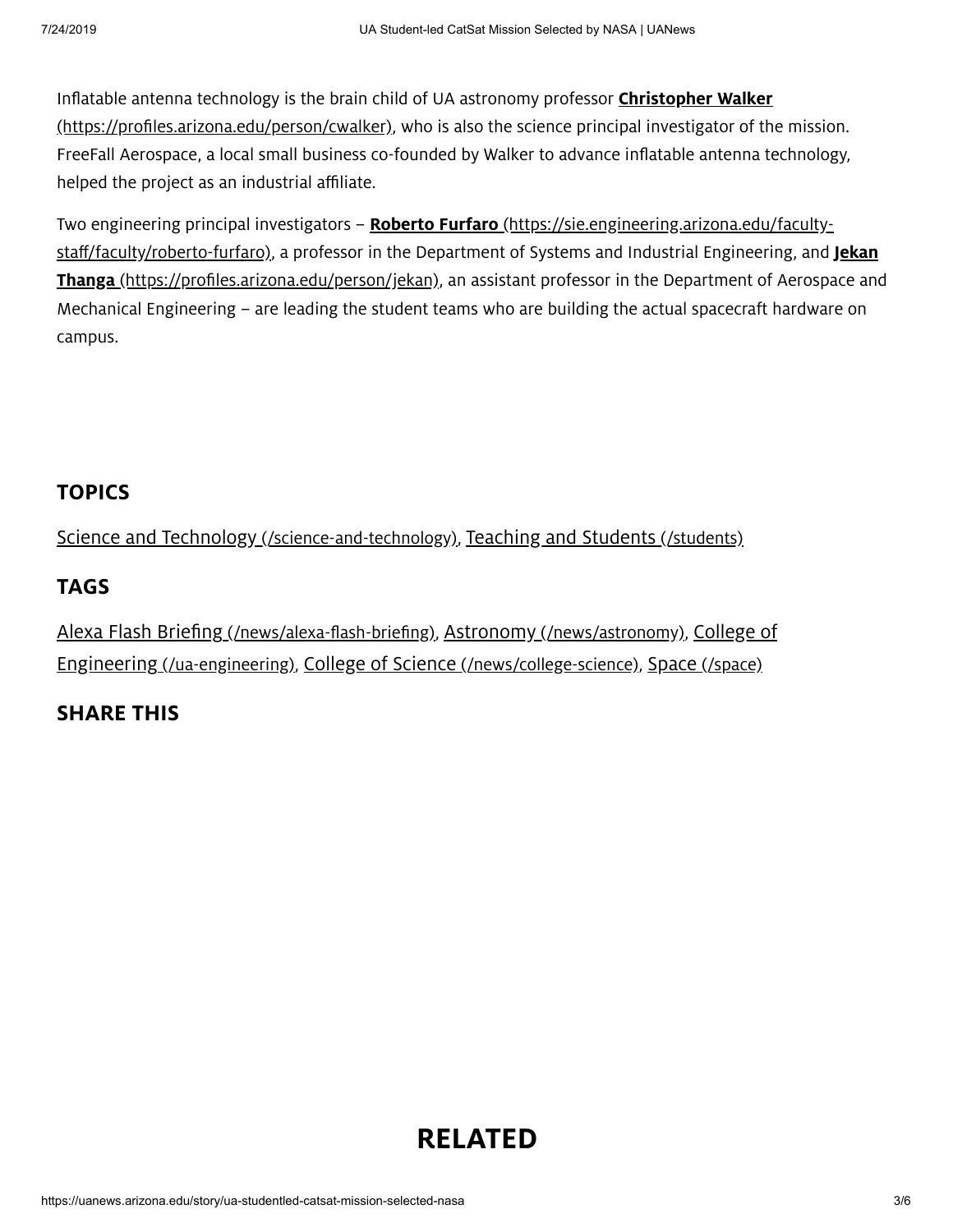Inflatable antenna technology is the brain child of UA astronomy professor **Christopher Walker** (https://profiles.arizona.edu/person/cwalker), who is also the science principal investigator of the mission. FreeFall Aerospace, a local small business co-founded by Walker to advance inflatable antenna technology, helped the project as an industrial affiliate.

Two engineering principal investigators – **Roberto Furfaro** (https://sie.engineering.arizona.edu/faculty-staff/faculty/roberto-furfaro), a professor in the Department of Systems and Industrial Engineering, and **Jekan Thanga** (https://profiles.arizona.edu/person/jekan), an assistant professor in the Department of Aerospace and Mechanical Engineering – are leading the student teams who are building the actual spacecraft hardware on campus.

## TOPICS

Science and Technology (/science-and-technology), Teaching and Students (/students)

## TAGS

Alexa Flash Briefing (/news/alexa-flash-briefing), Astronomy (/news/astronomy), College of Engineering (/ua-engineering), College of Science (/news/college-science), Space (/space)

## SHARE THIS

# RELATED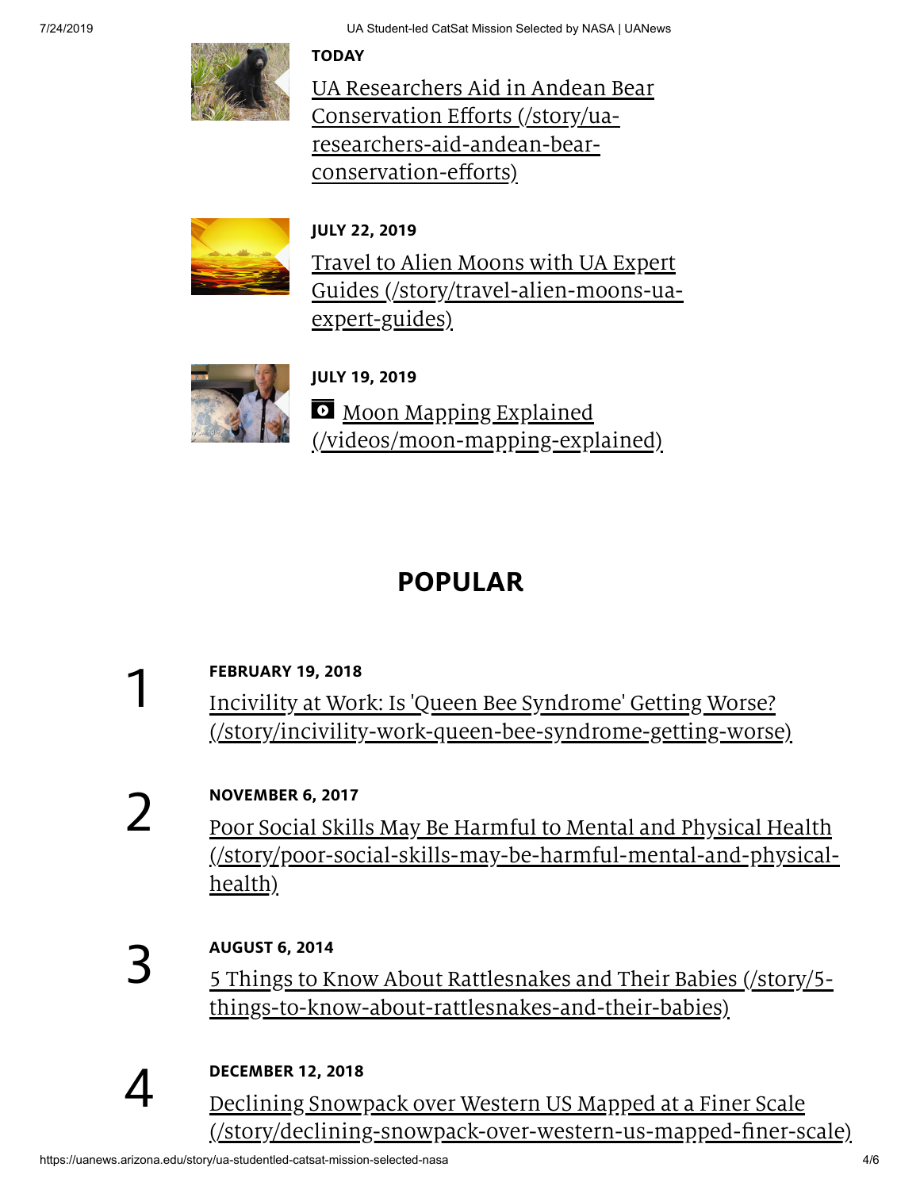**TODAY**

UA Researchers Aid in Andean Bear Conservation Efforts (/story/ua-researchers-aid-andean-bear-conservation-efforts)

**JULY 22, 2019**

Travel to Alien Moons with UA Expert Guides (/story/travel-alien-moons-ua-expert-guides)

**JULY 19, 2019**

Moon Mapping Explained (/videos/moon-mapping-explained)

## POPULAR

1

**FEBRUARY 19, 2018**

Incivility at Work: Is 'Queen Bee Syndrome' Getting Worse? (/story/incivility-work-queen-bee-syndrome-getting-worse)

2

**NOVEMBER 6, 2017**

Poor Social Skills May Be Harmful to Mental and Physical Health (/story/poor-social-skills-may-be-harmful-mental-and-physical-health)

3

**AUGUST 6, 2014**

5 Things to Know About Rattlesnakes and Their Babies (/story/5-things-to-know-about-rattlesnakes-and-their-babies)

4

**DECEMBER 12, 2018**

Declining Snowpack over Western US Mapped at a Finer Scale (/story/declining-snowpack-over-western-us-mapped-finer-scale)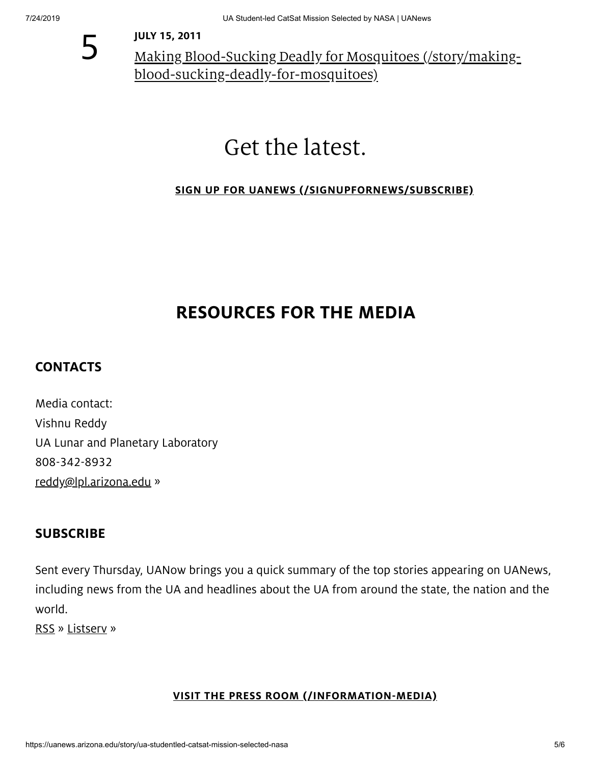5

**JULY 15, 2011**

[Making Blood-Sucking Deadly for Mosquitoes (/story/making-blood-sucking-deadly-for-mosquitoes)]

# Get the latest.

**SIGN UP FOR UANEWS (/SIGNUPFORNEWS/SUBSCRIBE)**

## RESOURCES FOR THE MEDIA

### CONTACTS

Media contact:
Vishnu Reddy
UA Lunar and Planetary Laboratory
808-342-8932
reddy@lpl.arizona.edu »

### SUBSCRIBE

Sent every Thursday, UANow brings you a quick summary of the top stories appearing on UANews, including news from the UA and headlines about the UA from around the state, the nation and the world.

RSS » Listserv »

**VISIT THE PRESS ROOM (/INFORMATION-MEDIA)**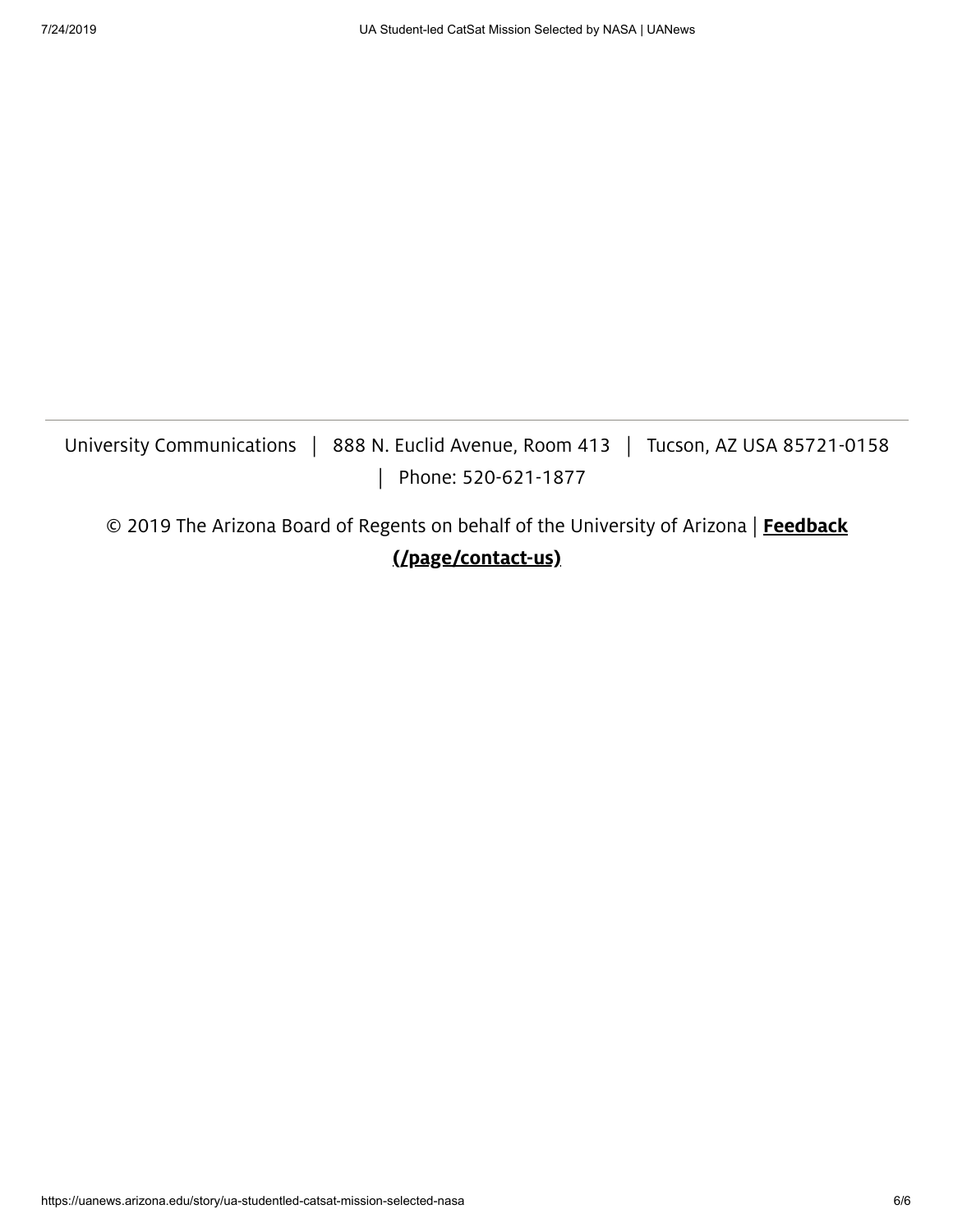University Communications | 888 N. Euclid Avenue, Room 413 | Tucson, AZ USA 85721-0158 | Phone: 520-621-1877

© 2019 The Arizona Board of Regents on behalf of the University of Arizona | **Feedback (/page/contact-us)**